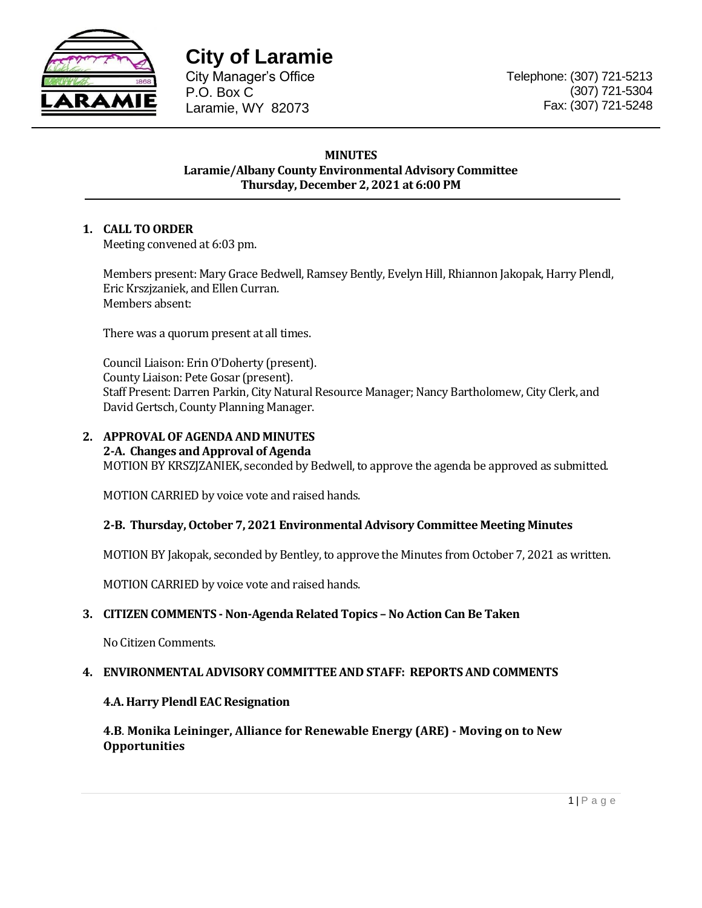# City of Laramie

City Manager's Office
P.O. Box C
Laramie, WY 82073

Telephone: (307) 721-5213
(307) 721-5304
Fax: (307) 721-5248

**MINUTES**
**Laramie/Albany County Environmental Advisory Committee**
**Thursday, December 2, 2021 at 6:00 PM**

## 1. CALL TO ORDER

Meeting convened at 6:03 pm.

Members present: Mary Grace Bedwell, Ramsey Bently, Evelyn Hill, Rhiannon Jakopak, Harry Plendl, Eric Krszjzaniek, and Ellen Curran.
Members absent:

There was a quorum present at all times.

Council Liaison: Erin O'Doherty (present).
County Liaison: Pete Gosar (present).
Staff Present: Darren Parkin, City Natural Resource Manager; Nancy Bartholomew, City Clerk, and David Gertsch, County Planning Manager.

## 2. APPROVAL OF AGENDA AND MINUTES

### 2-A. Changes and Approval of Agenda

MOTION BY KRSZJZANIEK, seconded by Bedwell, to approve the agenda be approved as submitted.

MOTION CARRIED by voice vote and raised hands.

### 2-B. Thursday, October 7, 2021 Environmental Advisory Committee Meeting Minutes

MOTION BY Jakopak, seconded by Bentley, to approve the Minutes from October 7, 2021 as written.

MOTION CARRIED by voice vote and raised hands.

## 3. CITIZEN COMMENTS - Non-Agenda Related Topics – No Action Can Be Taken

No Citizen Comments.

## 4. ENVIRONMENTAL ADVISORY COMMITTEE AND STAFF: REPORTS AND COMMENTS

### 4.A. Harry Plendl EAC Resignation

### 4.B. Monika Leininger, Alliance for Renewable Energy (ARE) - Moving on to New Opportunities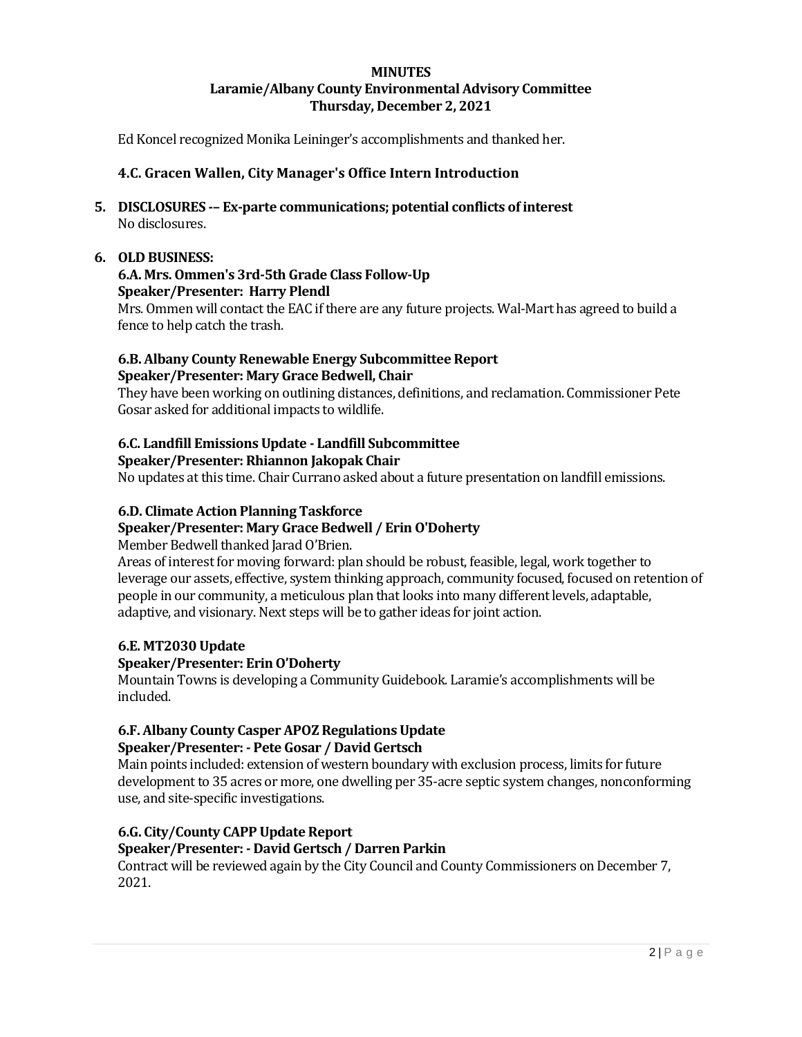**MINUTES**
**Laramie/Albany County Environmental Advisory Committee**
**Thursday, December 2, 2021**

Ed Koncel recognized Monika Leininger's accomplishments and thanked her.

### 4.C. Gracen Wallen, City Manager's Office Intern Introduction

## 5. DISCLOSURES -– Ex-parte communications; potential conflicts of interest

No disclosures.

## 6. OLD BUSINESS:

### 6.A. Mrs. Ommen's 3rd-5th Grade Class Follow-Up

**Speaker/Presenter: Harry Plendl**

Mrs. Ommen will contact the EAC if there are any future projects. Wal-Mart has agreed to build a fence to help catch the trash.

### 6.B. Albany County Renewable Energy Subcommittee Report

**Speaker/Presenter: Mary Grace Bedwell, Chair**

They have been working on outlining distances, definitions, and reclamation. Commissioner Pete Gosar asked for additional impacts to wildlife.

### 6.C. Landfill Emissions Update - Landfill Subcommittee

**Speaker/Presenter: Rhiannon Jakopak Chair**

No updates at this time. Chair Currano asked about a future presentation on landfill emissions.

### 6.D. Climate Action Planning Taskforce

**Speaker/Presenter: Mary Grace Bedwell / Erin O'Doherty**

Member Bedwell thanked Jarad O'Brien.

Areas of interest for moving forward: plan should be robust, feasible, legal, work together to leverage our assets, effective, system thinking approach, community focused, focused on retention of people in our community, a meticulous plan that looks into many different levels, adaptable, adaptive, and visionary. Next steps will be to gather ideas for joint action.

### 6.E. MT2030 Update

**Speaker/Presenter: Erin O'Doherty**

Mountain Towns is developing a Community Guidebook. Laramie's accomplishments will be included.

### 6.F. Albany County Casper APOZ Regulations Update

**Speaker/Presenter: - Pete Gosar / David Gertsch**

Main points included: extension of western boundary with exclusion process, limits for future development to 35 acres or more, one dwelling per 35-acre septic system changes, nonconforming use, and site-specific investigations.

### 6.G. City/County CAPP Update Report

**Speaker/Presenter: - David Gertsch / Darren Parkin**

Contract will be reviewed again by the City Council and County Commissioners on December 7, 2021.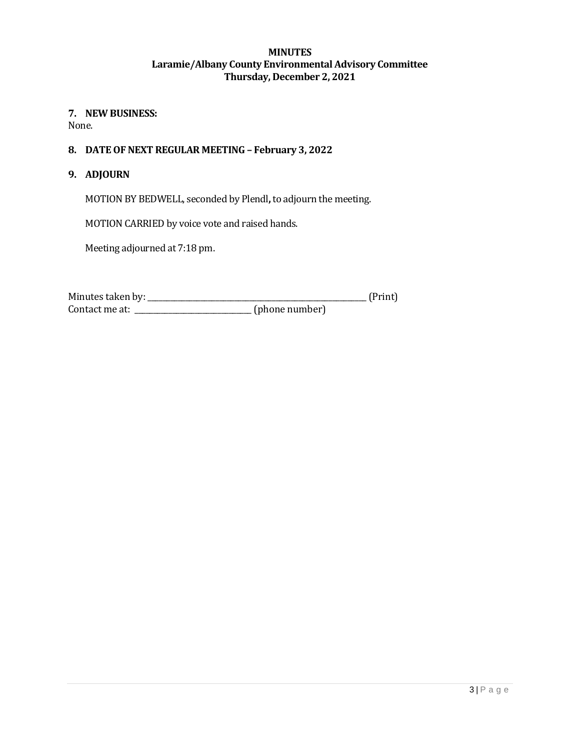**MINUTES**
**Laramie/Albany County Environmental Advisory Committee**
**Thursday, December 2, 2021**

**7. NEW BUSINESS:**
None.

**8. DATE OF NEXT REGULAR MEETING – February 3, 2022**

**9. ADJOURN**

MOTION BY BEDWELL, seconded by Plendl**,** to adjourn the meeting.

MOTION CARRIED by voice vote and raised hands.

Meeting adjourned at 7:18 pm.

Minutes taken by: ______________________________________ (Print)
Contact me at: ____________________ (phone number)